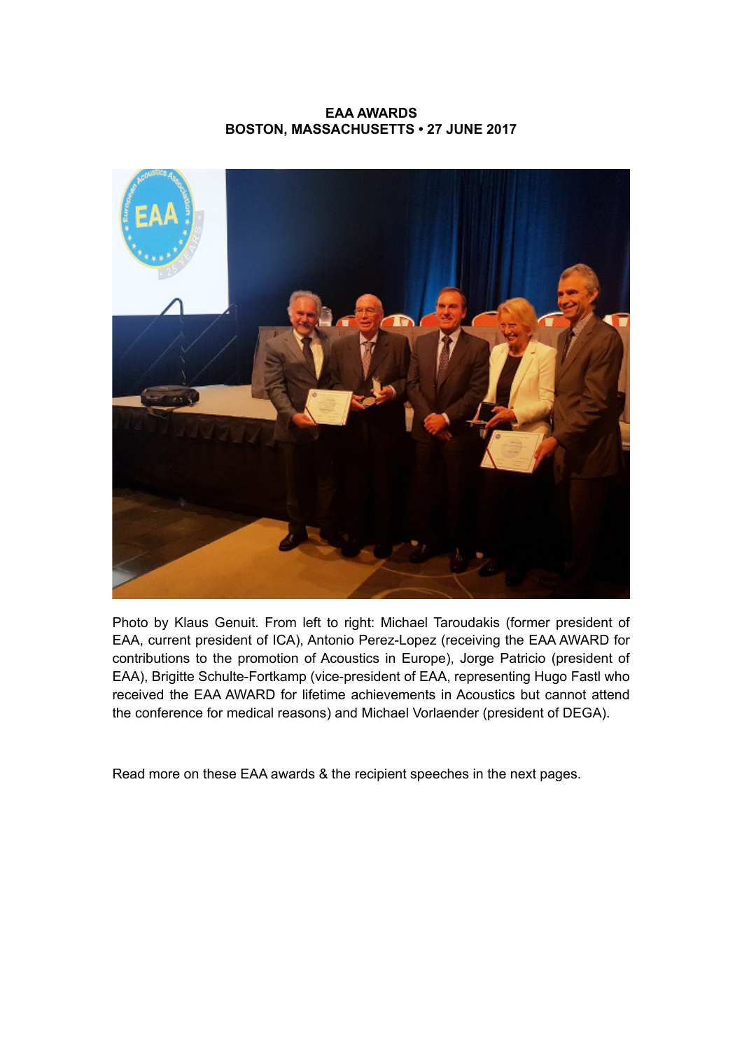**EAA AWARDS**
**BOSTON, MASSACHUSETTS • 27 JUNE 2017**

Photo by Klaus Genuit. From left to right: Michael Taroudakis (former president of EAA, current president of ICA), Antonio Perez-Lopez (receiving the EAA AWARD for contributions to the promotion of Acoustics in Europe), Jorge Patricio (president of EAA), Brigitte Schulte-Fortkamp (vice-president of EAA, representing Hugo Fastl who received the EAA AWARD for lifetime achievements in Acoustics but cannot attend the conference for medical reasons) and Michael Vorlaender (president of DEGA).

Read more on these EAA awards & the recipient speeches in the next pages.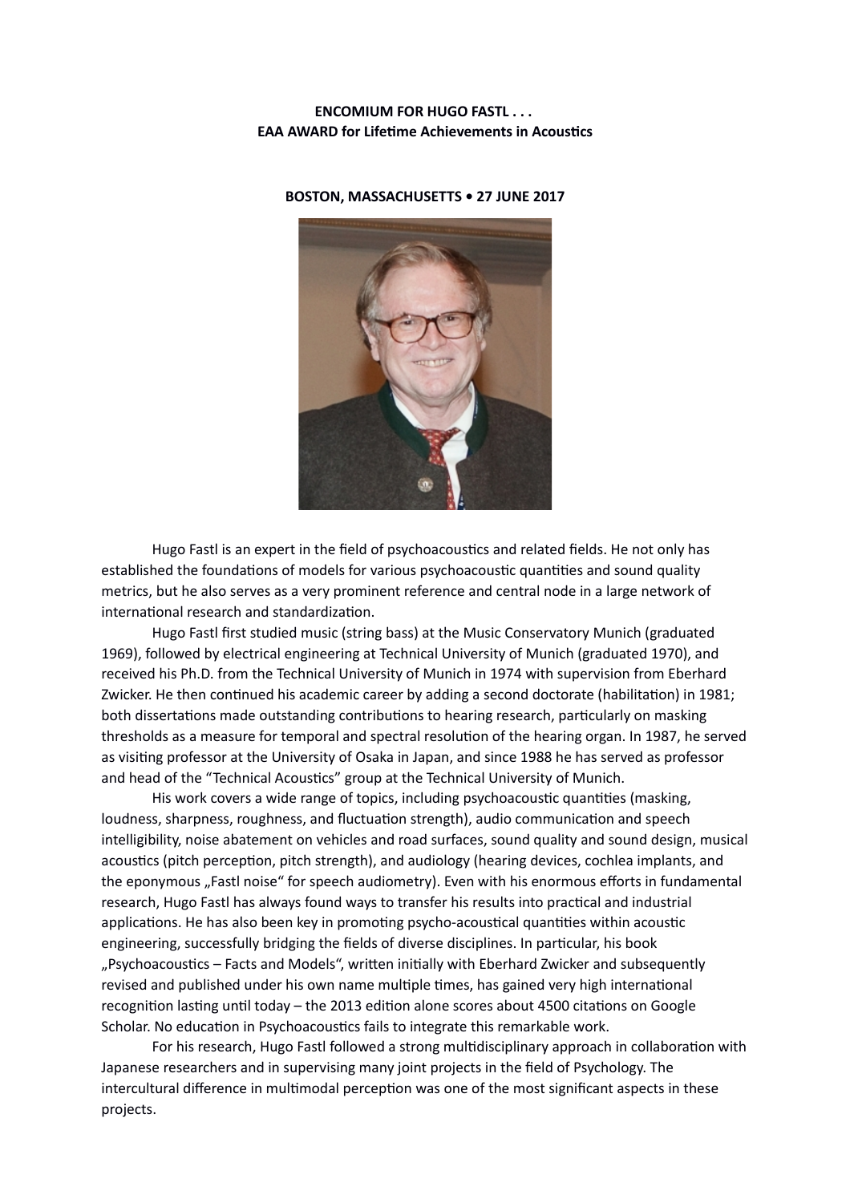**ENCOMIUM FOR HUGO FASTL . . .**
**EAA AWARD for Lifetime Achievements in Acoustics**

**BOSTON, MASSACHUSETTS • 27 JUNE 2017**

Hugo Fastl is an expert in the field of psychoacoustics and related fields. He not only has established the foundations of models for various psychoacoustic quantities and sound quality metrics, but he also serves as a very prominent reference and central node in a large network of international research and standardization.

Hugo Fastl first studied music (string bass) at the Music Conservatory Munich (graduated 1969), followed by electrical engineering at Technical University of Munich (graduated 1970), and received his Ph.D. from the Technical University of Munich in 1974 with supervision from Eberhard Zwicker. He then continued his academic career by adding a second doctorate (habilitation) in 1981; both dissertations made outstanding contributions to hearing research, particularly on masking thresholds as a measure for temporal and spectral resolution of the hearing organ. In 1987, he served as visiting professor at the University of Osaka in Japan, and since 1988 he has served as professor and head of the "Technical Acoustics" group at the Technical University of Munich.

His work covers a wide range of topics, including psychoacoustic quantities (masking, loudness, sharpness, roughness, and fluctuation strength), audio communication and speech intelligibility, noise abatement on vehicles and road surfaces, sound quality and sound design, musical acoustics (pitch perception, pitch strength), and audiology (hearing devices, cochlea implants, and the eponymous „Fastl noise" for speech audiometry). Even with his enormous efforts in fundamental research, Hugo Fastl has always found ways to transfer his results into practical and industrial applications. He has also been key in promoting psycho-acoustical quantities within acoustic engineering, successfully bridging the fields of diverse disciplines. In particular, his book „Psychoacoustics – Facts and Models", written initially with Eberhard Zwicker and subsequently revised and published under his own name multiple times, has gained very high international recognition lasting until today – the 2013 edition alone scores about 4500 citations on Google Scholar. No education in Psychoacoustics fails to integrate this remarkable work.

For his research, Hugo Fastl followed a strong multidisciplinary approach in collaboration with Japanese researchers and in supervising many joint projects in the field of Psychology. The intercultural difference in multimodal perception was one of the most significant aspects in these projects.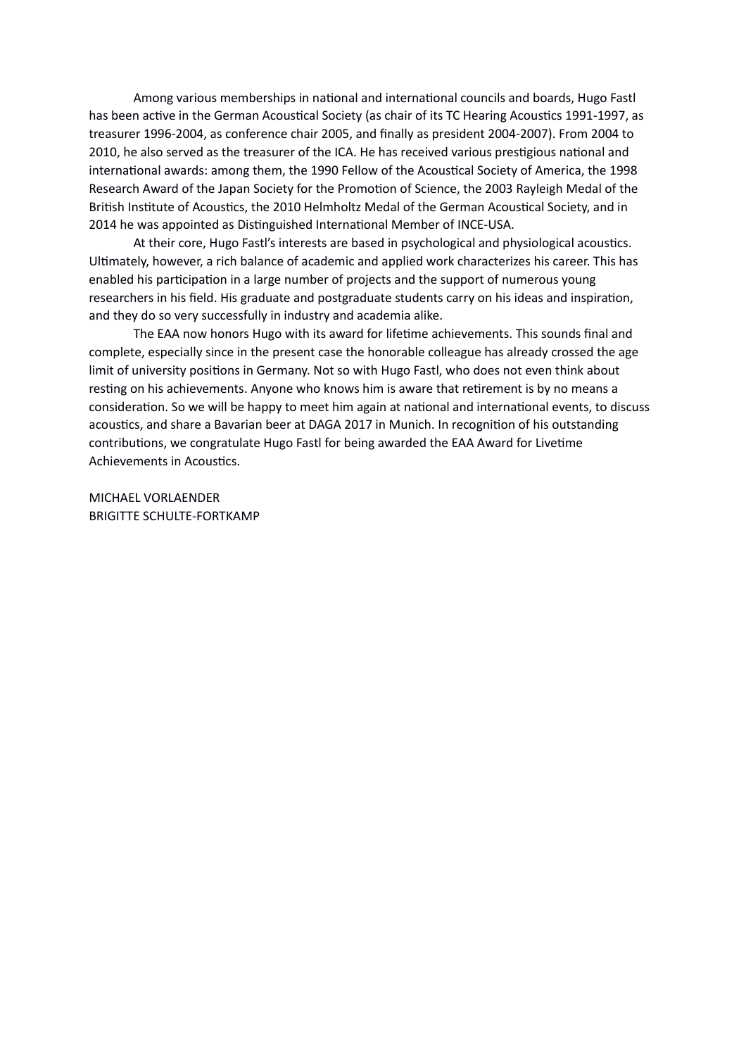Among various memberships in national and international councils and boards, Hugo Fastl has been active in the German Acoustical Society (as chair of its TC Hearing Acoustics 1991-1997, as treasurer 1996-2004, as conference chair 2005, and finally as president 2004-2007). From 2004 to 2010, he also served as the treasurer of the ICA. He has received various prestigious national and international awards: among them, the 1990 Fellow of the Acoustical Society of America, the 1998 Research Award of the Japan Society for the Promotion of Science, the 2003 Rayleigh Medal of the British Institute of Acoustics, the 2010 Helmholtz Medal of the German Acoustical Society, and in 2014 he was appointed as Distinguished International Member of INCE-USA.

At their core, Hugo Fastl's interests are based in psychological and physiological acoustics. Ultimately, however, a rich balance of academic and applied work characterizes his career. This has enabled his participation in a large number of projects and the support of numerous young researchers in his field. His graduate and postgraduate students carry on his ideas and inspiration, and they do so very successfully in industry and academia alike.

The EAA now honors Hugo with its award for lifetime achievements. This sounds final and complete, especially since in the present case the honorable colleague has already crossed the age limit of university positions in Germany. Not so with Hugo Fastl, who does not even think about resting on his achievements. Anyone who knows him is aware that retirement is by no means a consideration. So we will be happy to meet him again at national and international events, to discuss acoustics, and share a Bavarian beer at DAGA 2017 in Munich. In recognition of his outstanding contributions, we congratulate Hugo Fastl for being awarded the EAA Award for Livetime Achievements in Acoustics.

MICHAEL VORLAENDER
BRIGITTE SCHULTE-FORTKAMP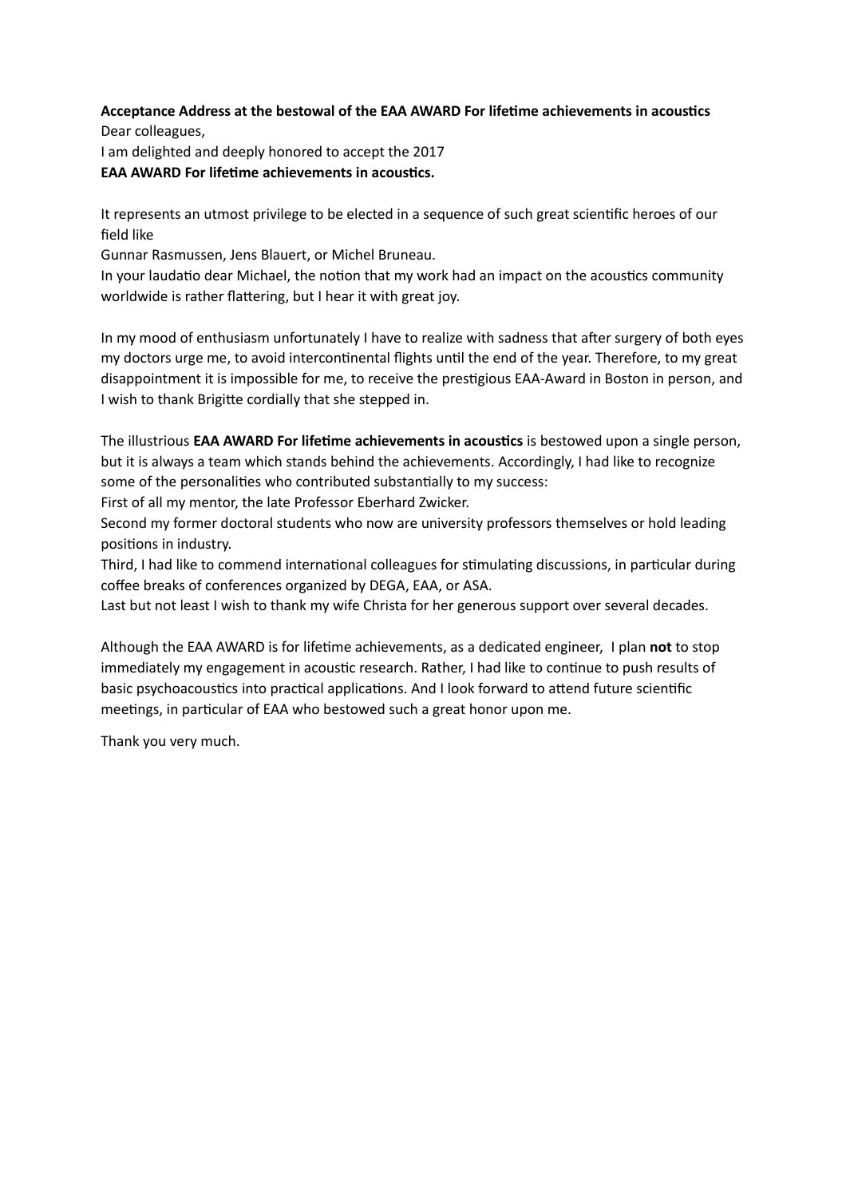**Acceptance Address at the bestowal of the EAA AWARD For lifetime achievements in acoustics**

Dear colleagues,

I am delighted and deeply honored to accept the 2017

**EAA AWARD For lifetime achievements in acoustics.**

It represents an utmost privilege to be elected in a sequence of such great scientific heroes of our field like

Gunnar Rasmussen, Jens Blauert, or Michel Bruneau.

In your laudatio dear Michael, the notion that my work had an impact on the acoustics community worldwide is rather flattering, but I hear it with great joy.

In my mood of enthusiasm unfortunately I have to realize with sadness that after surgery of both eyes my doctors urge me, to avoid intercontinental flights until the end of the year. Therefore, to my great disappointment it is impossible for me, to receive the prestigious EAA-Award in Boston in person, and I wish to thank Brigitte cordially that she stepped in.

The illustrious **EAA AWARD For lifetime achievements in acoustics** is bestowed upon a single person, but it is always a team which stands behind the achievements. Accordingly, I had like to recognize some of the personalities who contributed substantially to my success:

First of all my mentor, the late Professor Eberhard Zwicker.

Second my former doctoral students who now are university professors themselves or hold leading positions in industry.

Third, I had like to commend international colleagues for stimulating discussions, in particular during coffee breaks of conferences organized by DEGA, EAA, or ASA.

Last but not least I wish to thank my wife Christa for her generous support over several decades.

Although the EAA AWARD is for lifetime achievements, as a dedicated engineer, I plan **not** to stop immediately my engagement in acoustic research. Rather, I had like to continue to push results of basic psychoacoustics into practical applications. And I look forward to attend future scientific meetings, in particular of EAA who bestowed such a great honor upon me.

Thank you very much.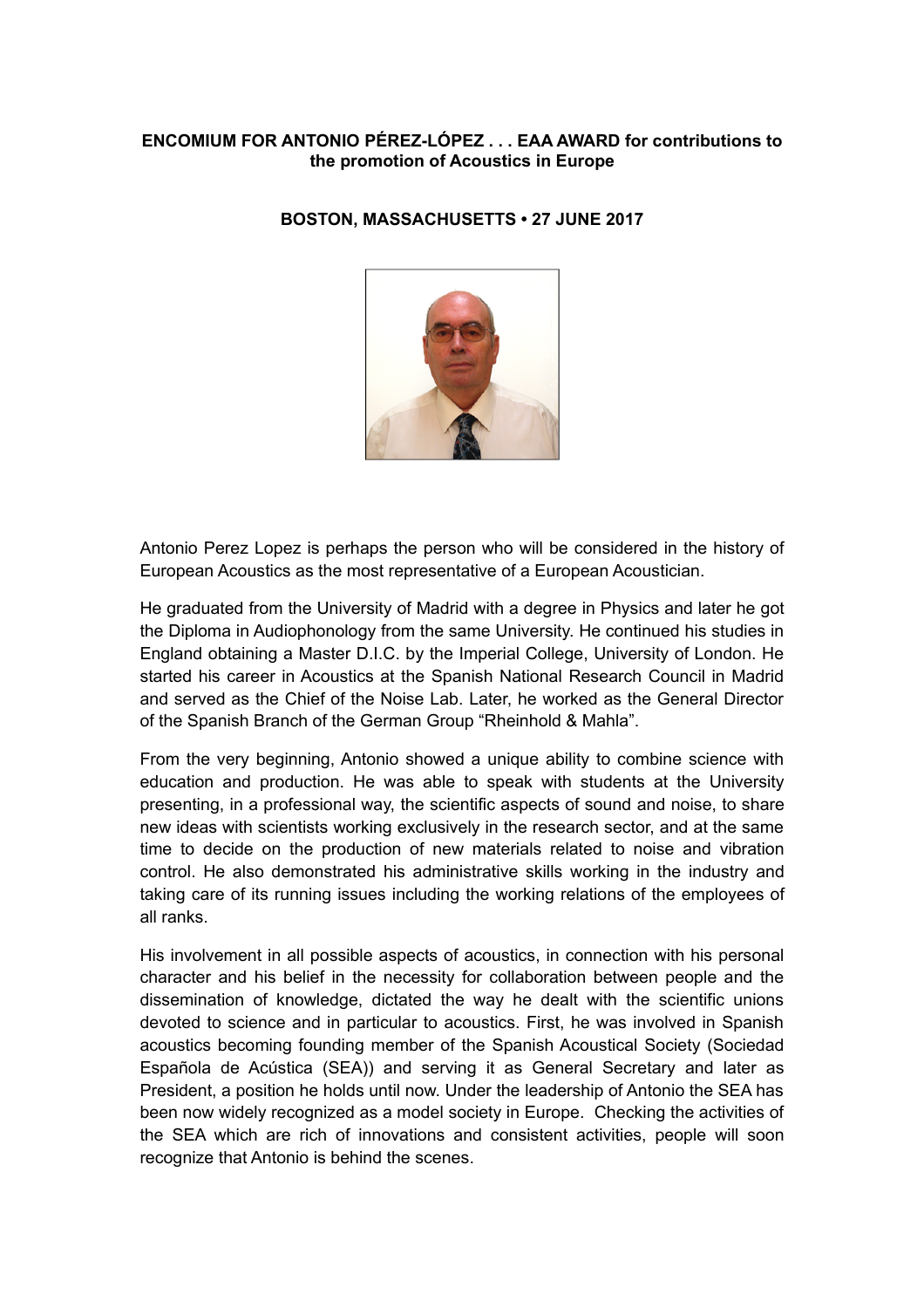**ENCOMIUM FOR ANTONIO PÉREZ-LÓPEZ . . . EAA AWARD for contributions to the promotion of Acoustics in Europe**

**BOSTON, MASSACHUSETTS • 27 JUNE 2017**

Antonio Perez Lopez is perhaps the person who will be considered in the history of European Acoustics as the most representative of a European Acoustician.

He graduated from the University of Madrid with a degree in Physics and later he got the Diploma in Audiophonology from the same University. He continued his studies in England obtaining a Master D.I.C. by the Imperial College, University of London. He started his career in Acoustics at the Spanish National Research Council in Madrid and served as the Chief of the Noise Lab. Later, he worked as the General Director of the Spanish Branch of the German Group "Rheinhold & Mahla".

From the very beginning, Antonio showed a unique ability to combine science with education and production. He was able to speak with students at the University presenting, in a professional way, the scientific aspects of sound and noise, to share new ideas with scientists working exclusively in the research sector, and at the same time to decide on the production of new materials related to noise and vibration control. He also demonstrated his administrative skills working in the industry and taking care of its running issues including the working relations of the employees of all ranks.

His involvement in all possible aspects of acoustics, in connection with his personal character and his belief in the necessity for collaboration between people and the dissemination of knowledge, dictated the way he dealt with the scientific unions devoted to science and in particular to acoustics. First, he was involved in Spanish acoustics becoming founding member of the Spanish Acoustical Society (Sociedad Española de Acústica (SEA)) and serving it as General Secretary and later as President, a position he holds until now. Under the leadership of Antonio the SEA has been now widely recognized as a model society in Europe. Checking the activities of the SEA which are rich of innovations and consistent activities, people will soon recognize that Antonio is behind the scenes.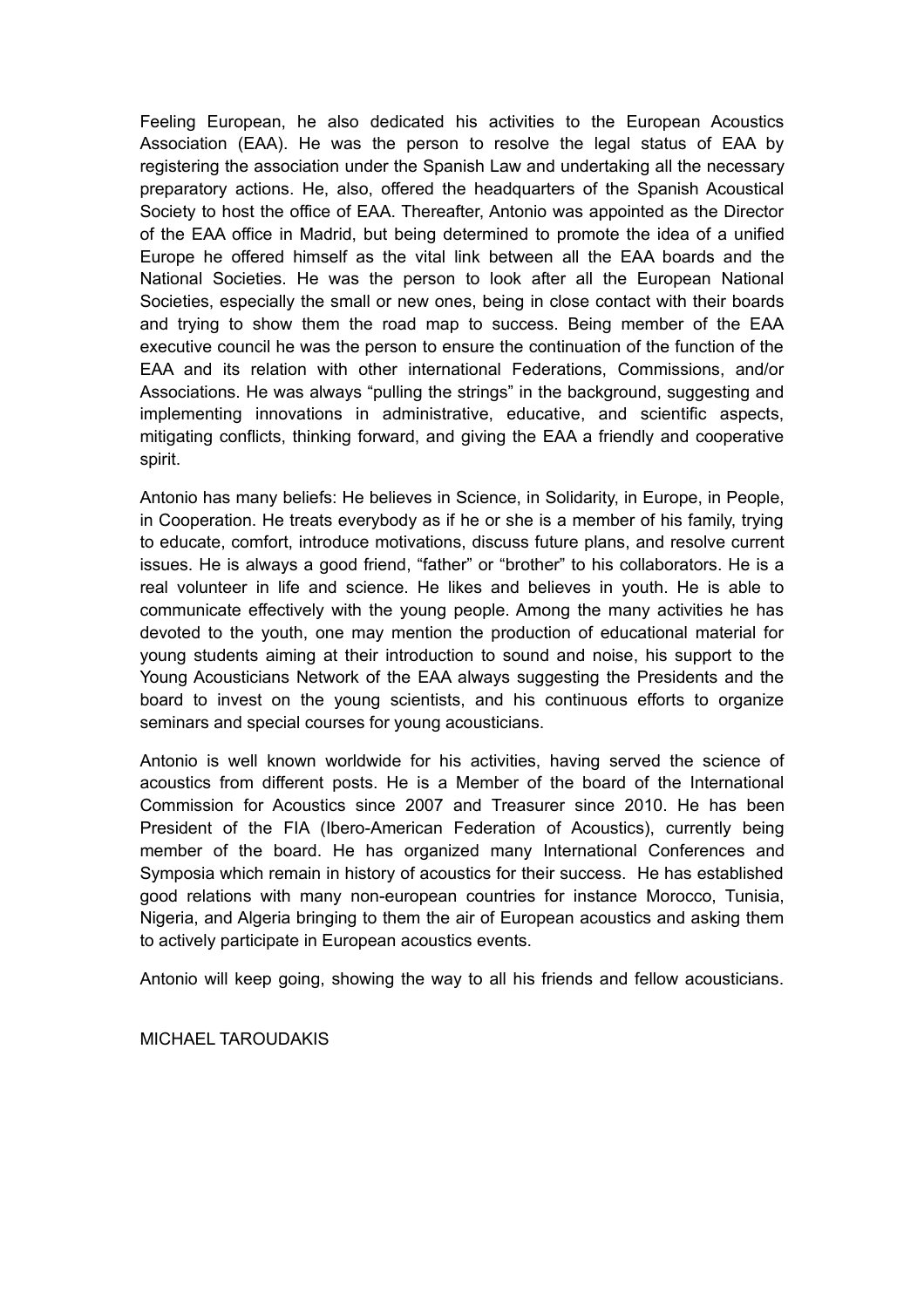Feeling European, he also dedicated his activities to the European Acoustics Association (EAA). He was the person to resolve the legal status of EAA by registering the association under the Spanish Law and undertaking all the necessary preparatory actions. He, also, offered the headquarters of the Spanish Acoustical Society to host the office of EAA. Thereafter, Antonio was appointed as the Director of the EAA office in Madrid, but being determined to promote the idea of a unified Europe he offered himself as the vital link between all the EAA boards and the National Societies. He was the person to look after all the European National Societies, especially the small or new ones, being in close contact with their boards and trying to show them the road map to success. Being member of the EAA executive council he was the person to ensure the continuation of the function of the EAA and its relation with other international Federations, Commissions, and/or Associations. He was always "pulling the strings" in the background, suggesting and implementing innovations in administrative, educative, and scientific aspects, mitigating conflicts, thinking forward, and giving the EAA a friendly and cooperative spirit.

Antonio has many beliefs: He believes in Science, in Solidarity, in Europe, in People, in Cooperation. He treats everybody as if he or she is a member of his family, trying to educate, comfort, introduce motivations, discuss future plans, and resolve current issues. He is always a good friend, "father" or "brother" to his collaborators. He is a real volunteer in life and science. He likes and believes in youth. He is able to communicate effectively with the young people. Among the many activities he has devoted to the youth, one may mention the production of educational material for young students aiming at their introduction to sound and noise, his support to the Young Acousticians Network of the EAA always suggesting the Presidents and the board to invest on the young scientists, and his continuous efforts to organize seminars and special courses for young acousticians.

Antonio is well known worldwide for his activities, having served the science of acoustics from different posts. He is a Member of the board of the International Commission for Acoustics since 2007 and Treasurer since 2010. He has been President of the FIA (Ibero-American Federation of Acoustics), currently being member of the board. He has organized many International Conferences and Symposia which remain in history of acoustics for their success. He has established good relations with many non-european countries for instance Morocco, Tunisia, Nigeria, and Algeria bringing to them the air of European acoustics and asking them to actively participate in European acoustics events.

Antonio will keep going, showing the way to all his friends and fellow acousticians.

MICHAEL TAROUDAKIS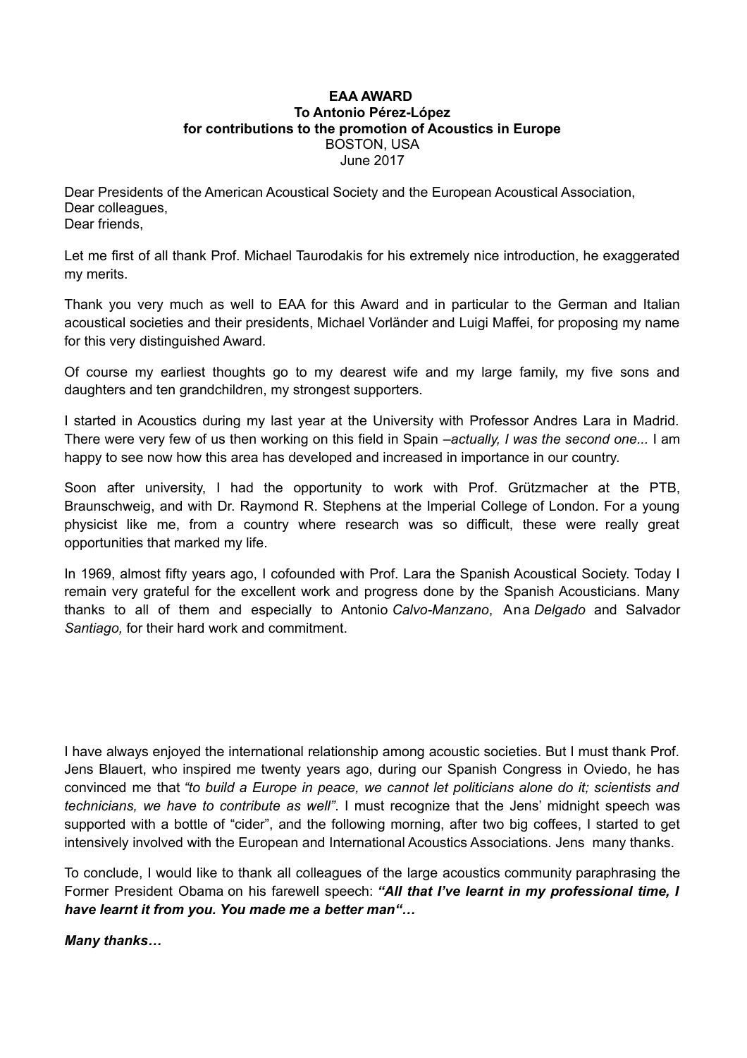**EAA AWARD**
**To Antonio Pérez-López**
**for contributions to the promotion of Acoustics in Europe**
BOSTON, USA
June 2017

Dear Presidents of the American Acoustical Society and the European Acoustical Association,
Dear colleagues,
Dear friends,

Let me first of all thank Prof. Michael Taurodakis for his extremely nice introduction, he exaggerated my merits.

Thank you very much as well to EAA for this Award and in particular to the German and Italian acoustical societies and their presidents, Michael Vorländer and Luigi Maffei, for proposing my name for this very distinguished Award.

Of course my earliest thoughts go to my dearest wife and my large family, my five sons and daughters and ten grandchildren, my strongest supporters.

I started in Acoustics during my last year at the University with Professor Andres Lara in Madrid. There were very few of us then working on this field in Spain –*actually, I was the second one...* I am happy to see now how this area has developed and increased in importance in our country.

Soon after university, I had the opportunity to work with Prof. Grützmacher at the PTB, Braunschweig, and with Dr. Raymond R. Stephens at the Imperial College of London. For a young physicist like me, from a country where research was so difficult, these were really great opportunities that marked my life.

In 1969, almost fifty years ago, I cofounded with Prof. Lara the Spanish Acoustical Society. Today I remain very grateful for the excellent work and progress done by the Spanish Acousticians. Many thanks to all of them and especially to Antonio *Calvo-Manzano*, Ana *Delgado* and Salvador *Santiago,* for their hard work and commitment.

I have always enjoyed the international relationship among acoustic societies. But I must thank Prof. Jens Blauert, who inspired me twenty years ago, during our Spanish Congress in Oviedo, he has convinced me that *"to build a Europe in peace, we cannot let politicians alone do it; scientists and technicians, we have to contribute as well"*. I must recognize that the Jens' midnight speech was supported with a bottle of "cider", and the following morning, after two big coffees, I started to get intensively involved with the European and International Acoustics Associations. Jens many thanks.

To conclude, I would like to thank all colleagues of the large acoustics community paraphrasing the Former President Obama on his farewell speech: ***"All that I've learnt in my professional time, I have learnt it from you. You made me a better man"…***

***Many thanks…***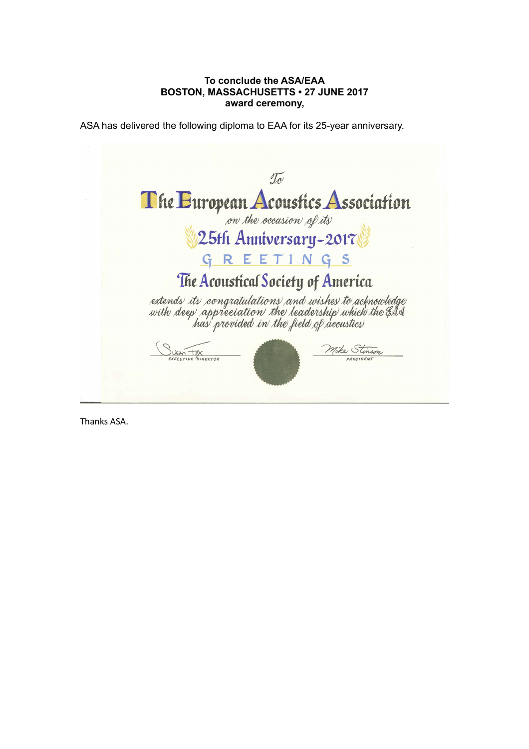**To conclude the ASA/EAA**
**BOSTON, MASSACHUSETTS • 27 JUNE 2017**
**award ceremony,**

ASA has delivered the following diploma to EAA for its 25-year anniversary.

To

The European Acoustics Association

on the occasion of its

25th Anniversary - 2017

GREETINGS

The Acoustical Society of America

extends its congratulations and wishes to acknowledge with deep appreciation the leadership which the EAA has provided in the field of acoustics

Susan Fox
EXECUTIVE DIRECTOR

Mike Stinson
PRESIDENT

Thanks ASA.